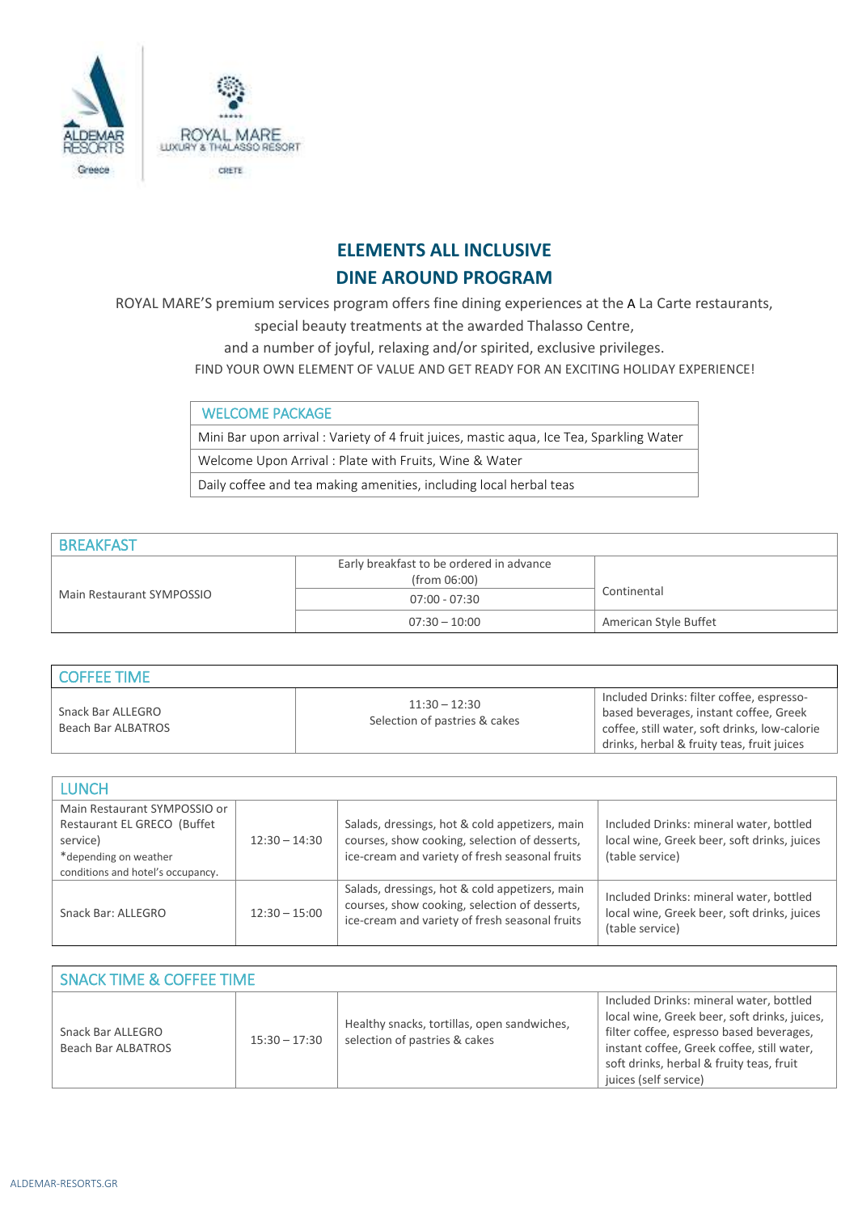ALDEMAR RESORTS Greece

ROYAL MARE LUXURY & THALASSO RESORT CRETE

# ELEMENTS ALL INCLUSIVE
# DINE AROUND PROGRAM

ROYAL MARE'S premium services program offers fine dining experiences at the A La Carte restaurants, special beauty treatments at the awarded Thalasso Centre, and a number of joyful, relaxing and/or spirited, exclusive privileges.

FIND YOUR OWN ELEMENT OF VALUE AND GET READY FOR AN EXCITING HOLIDAY EXPERIENCE!

| WELCOME PACKAGE |
|---|
| Mini Bar upon arrival : Variety of 4 fruit juices, mastic aqua, Ice Tea, Sparkling Water |
| Welcome Upon Arrival : Plate with Fruits, Wine & Water |
| Daily coffee and tea making amenities, including local herbal teas |

| BREAKFAST | | |
|---|---|---|
| Main Restaurant SYMPOSSIO | Early breakfast to be ordered in advance (from 06:00) | Continental |
| | 07:00 - 07:30 | Continental |
| | 07:30 – 10:00 | American Style Buffet |

| COFFEE TIME | | |
|---|---|---|
| Snack Bar ALLEGRO<br>Beach Bar ALBATROS | 11:30 – 12:30<br>Selection of pastries & cakes | Included Drinks: filter coffee, espresso-based beverages, instant coffee, Greek coffee, still water, soft drinks, low-calorie drinks, herbal & fruity teas, fruit juices |

| LUNCH | | | |
|---|---|---|---|
| Main Restaurant SYMPOSSIO or Restaurant EL GRECO (Buffet service)<br>*depending on weather conditions and hotel's occupancy. | 12:30 – 14:30 | Salads, dressings, hot & cold appetizers, main courses, show cooking, selection of desserts, ice-cream and variety of fresh seasonal fruits | Included Drinks: mineral water, bottled local wine, Greek beer, soft drinks, juices (table service) |
| Snack Bar: ALLEGRO | 12:30 – 15:00 | Salads, dressings, hot & cold appetizers, main courses, show cooking, selection of desserts, ice-cream and variety of fresh seasonal fruits | Included Drinks: mineral water, bottled local wine, Greek beer, soft drinks, juices (table service) |

| SNACK TIME & COFFEE TIME | | | |
|---|---|---|---|
| Snack Bar ALLEGRO<br>Beach Bar ALBATROS | 15:30 – 17:30 | Healthy snacks, tortillas, open sandwiches, selection of pastries & cakes | Included Drinks: mineral water, bottled local wine, Greek beer, soft drinks, juices, filter coffee, espresso based beverages, instant coffee, Greek coffee, still water, soft drinks, herbal & fruity teas, fruit juices (self service) |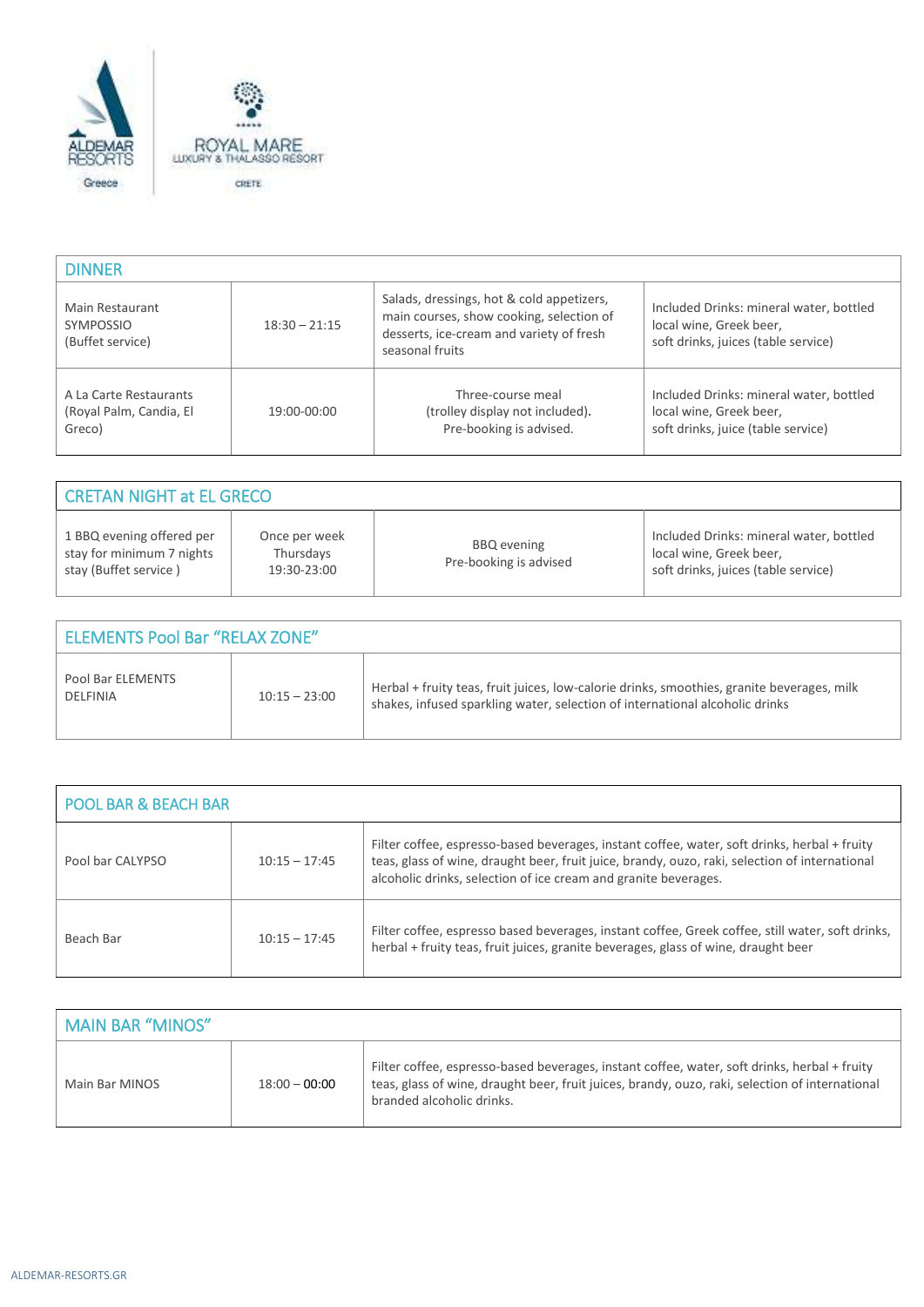| DINNER | | | |
|---|---|---|---|
| Main Restaurant SYMPOSSIO (Buffet service) | 18:30 – 21:15 | Salads, dressings, hot & cold appetizers, main courses, show cooking, selection of desserts, ice-cream and variety of fresh seasonal fruits | Included Drinks: mineral water, bottled local wine, Greek beer, soft drinks, juices (table service) |
| A La Carte Restaurants (Royal Palm, Candia, El Greco) | 19:00-00:00 | Three-course meal (trolley display not included). Pre-booking is advised. | Included Drinks: mineral water, bottled local wine, Greek beer, soft drinks, juice (table service) |

| CRETAN NIGHT at EL GRECO | | | |
|---|---|---|---|
| 1 BBQ evening offered per stay for minimum 7 nights stay (Buffet service ) | Once per week Thursdays 19:30-23:00 | BBQ evening Pre-booking is advised | Included Drinks: mineral water, bottled local wine, Greek beer, soft drinks, juices (table service) |

| ELEMENTS Pool Bar "RELAX ZONE" | | |
|---|---|---|
| Pool Bar ELEMENTS DELFINIA | 10:15 – 23:00 | Herbal + fruity teas, fruit juices, low-calorie drinks, smoothies, granite beverages, milk shakes, infused sparkling water, selection of international alcoholic drinks |

| POOL BAR & BEACH BAR | | |
|---|---|---|
| Pool bar CALYPSO | 10:15 – 17:45 | Filter coffee, espresso-based beverages, instant coffee, water, soft drinks, herbal + fruity teas, glass of wine, draught beer, fruit juice, brandy, ouzo, raki, selection of international alcoholic drinks, selection of ice cream and granite beverages. |
| Beach Bar | 10:15 – 17:45 | Filter coffee, espresso based beverages, instant coffee, Greek coffee, still water, soft drinks, herbal + fruity teas, fruit juices, granite beverages, glass of wine, draught beer |

| MAIN BAR "MINOS" | | |
|---|---|---|
| Main Bar MINOS | 18:00 – 00:00 | Filter coffee, espresso-based beverages, instant coffee, water, soft drinks, herbal + fruity teas, glass of wine, draught beer, fruit juices, brandy, ouzo, raki, selection of international branded alcoholic drinks. |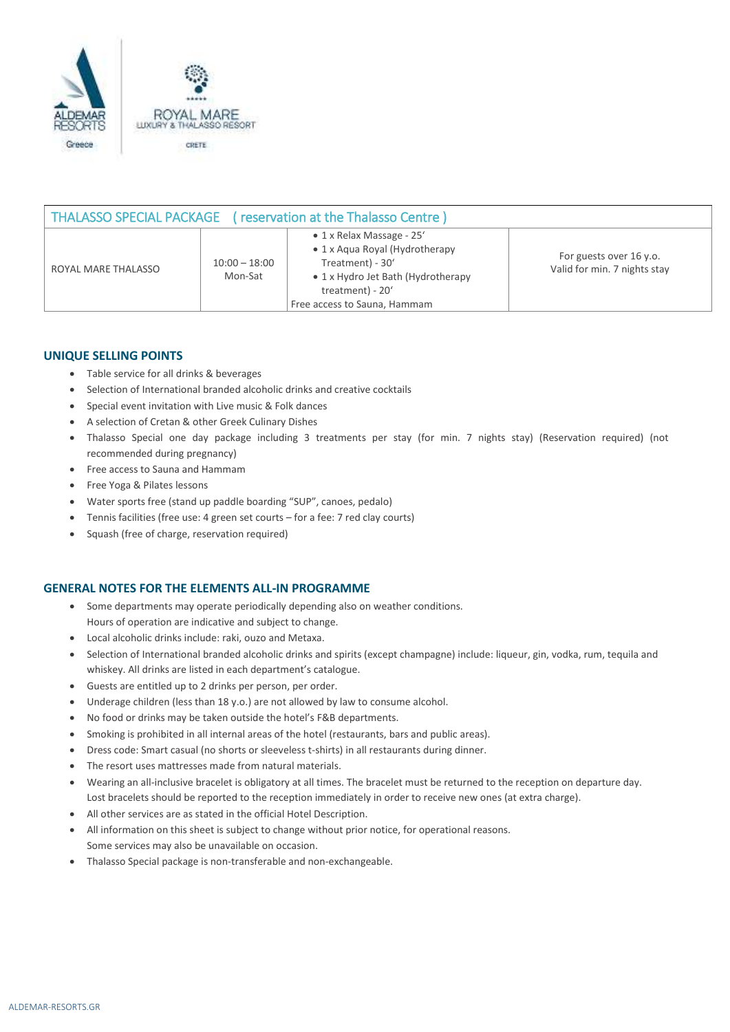| THALASSO SPECIAL PACKAGE ( reservation at the Thalasso Centre ) | | | |
|---|---|---|---|
| ROYAL MARE THALASSO | 10:00 – 18:00 Mon-Sat | • 1 x Relax Massage - 25′ • 1 x Aqua Royal (Hydrotherapy Treatment) - 30′ • 1 x Hydro Jet Bath (Hydrotherapy treatment) - 20′ Free access to Sauna, Hammam | For guests over 16 y.o. Valid for min. 7 nights stay |

## UNIQUE SELLING POINTS

- Table service for all drinks & beverages
- Selection of International branded alcoholic drinks and creative cocktails
- Special event invitation with Live music & Folk dances
- A selection of Cretan & other Greek Culinary Dishes
- Thalasso Special one day package including 3 treatments per stay (for min. 7 nights stay) (Reservation required) (not recommended during pregnancy)
- Free access to Sauna and Hammam
- Free Yoga & Pilates lessons
- Water sports free (stand up paddle boarding "SUP", canoes, pedalo)
- Tennis facilities (free use: 4 green set courts – for a fee: 7 red clay courts)
- Squash (free of charge, reservation required)

## GENERAL NOTES FOR THE ELEMENTS ALL-IN PROGRAMME

- Some departments may operate periodically depending also on weather conditions. Hours of operation are indicative and subject to change.
- Local alcoholic drinks include: raki, ouzo and Metaxa.
- Selection of International branded alcoholic drinks and spirits (except champagne) include: liqueur, gin, vodka, rum, tequila and whiskey. All drinks are listed in each department's catalogue.
- Guests are entitled up to 2 drinks per person, per order.
- Underage children (less than 18 y.o.) are not allowed by law to consume alcohol.
- No food or drinks may be taken outside the hotel's F&B departments.
- Smoking is prohibited in all internal areas of the hotel (restaurants, bars and public areas).
- Dress code: Smart casual (no shorts or sleeveless t-shirts) in all restaurants during dinner.
- The resort uses mattresses made from natural materials.
- Wearing an all-inclusive bracelet is obligatory at all times. The bracelet must be returned to the reception on departure day. Lost bracelets should be reported to the reception immediately in order to receive new ones (at extra charge).
- All other services are as stated in the official Hotel Description.
- All information on this sheet is subject to change without prior notice, for operational reasons. Some services may also be unavailable on occasion.
- Thalasso Special package is non-transferable and non-exchangeable.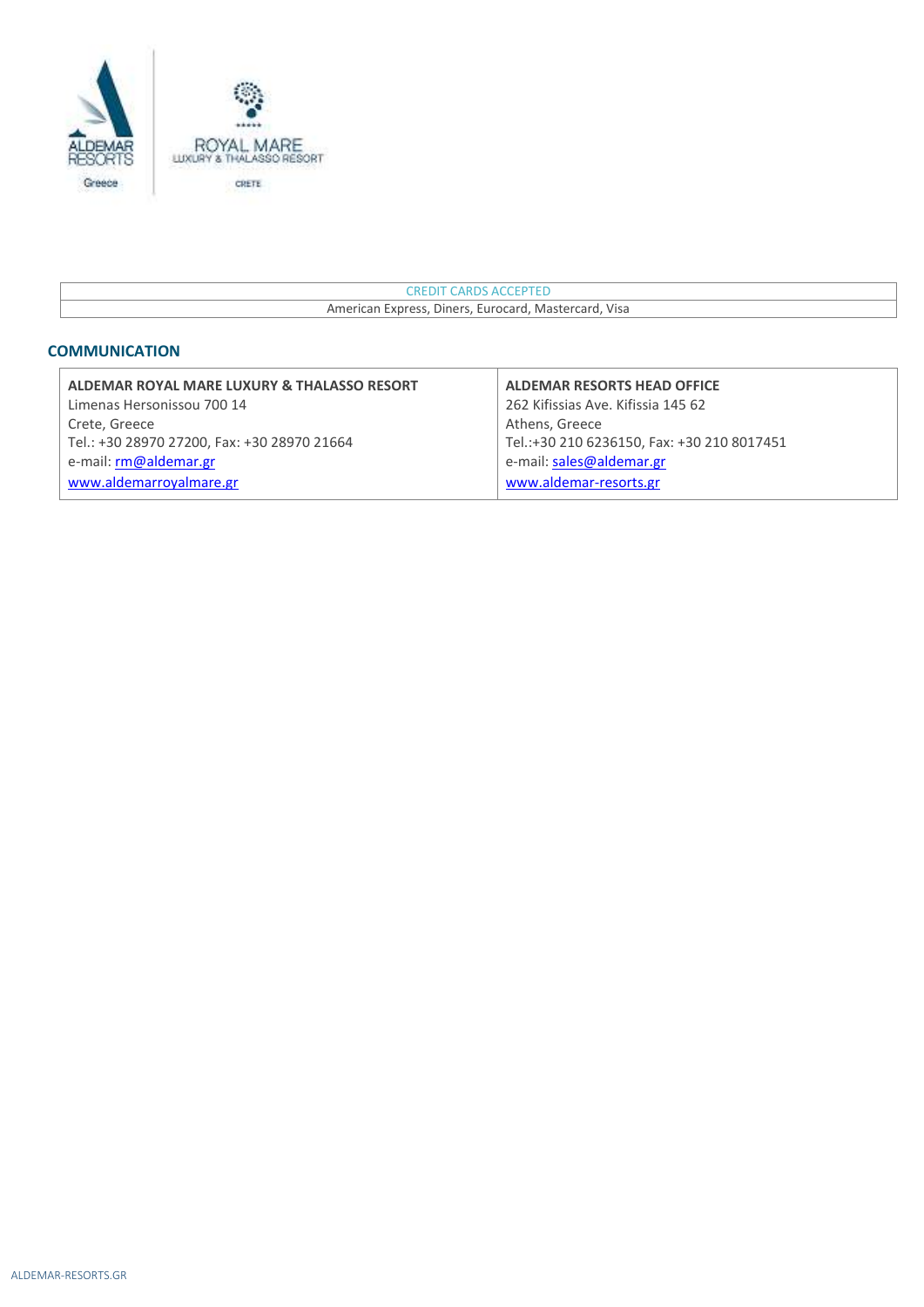| CREDIT CARDS ACCEPTED |
|---|
| American Express, Diners, Eurocard, Mastercard, Visa |

## COMMUNICATION

| | |
|---|---|
| **ALDEMAR ROYAL MARE LUXURY & THALASSO RESORT**<br>Limenas Hersonissou 700 14<br>Crete, Greece<br>Tel.: +30 28970 27200, Fax: +30 28970 21664<br>e-mail: rm@aldemar.gr<br>www.aldemarroyalmare.gr | **ALDEMAR RESORTS HEAD OFFICE**<br>262 Kifissias Ave. Kifissia 145 62<br>Athens, Greece<br>Tel.:+30 210 6236150, Fax: +30 210 8017451<br>e-mail: sales@aldemar.gr<br>www.aldemar-resorts.gr |